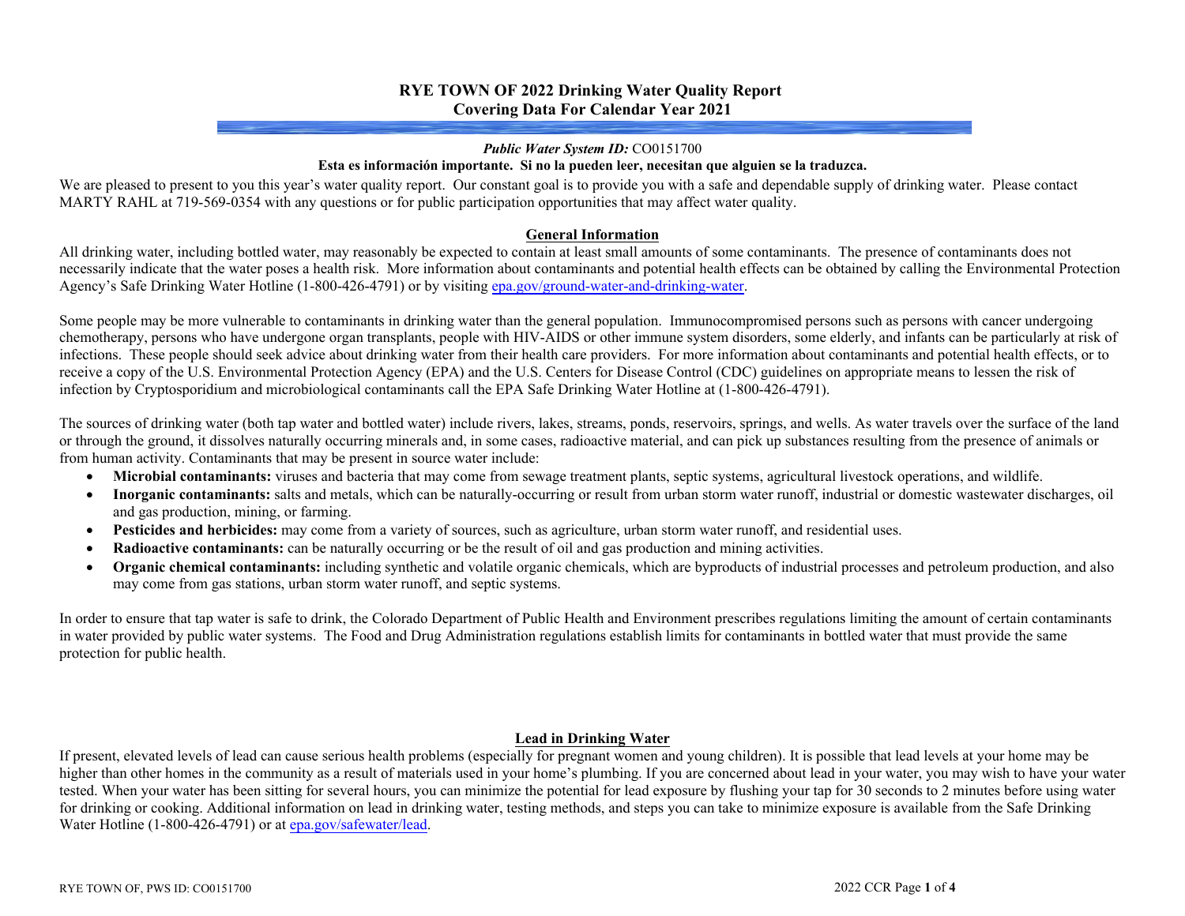# RYE TOWN OF 2022 Drinking Water Quality Report
## Covering Data For Calendar Year 2021

***Public Water System ID:*** CO0151700

**Esta es información importante. Si no la pueden leer, necesitan que alguien se la traduzca.**

We are pleased to present to you this year's water quality report. Our constant goal is to provide you with a safe and dependable supply of drinking water. Please contact MARTY RAHL at 719-569-0354 with any questions or for public participation opportunities that may affect water quality.

### General Information

All drinking water, including bottled water, may reasonably be expected to contain at least small amounts of some contaminants. The presence of contaminants does not necessarily indicate that the water poses a health risk. More information about contaminants and potential health effects can be obtained by calling the Environmental Protection Agency's Safe Drinking Water Hotline (1-800-426-4791) or by visiting epa.gov/ground-water-and-drinking-water.

Some people may be more vulnerable to contaminants in drinking water than the general population. Immunocompromised persons such as persons with cancer undergoing chemotherapy, persons who have undergone organ transplants, people with HIV-AIDS or other immune system disorders, some elderly, and infants can be particularly at risk of infections. These people should seek advice about drinking water from their health care providers. For more information about contaminants and potential health effects, or to receive a copy of the U.S. Environmental Protection Agency (EPA) and the U.S. Centers for Disease Control (CDC) guidelines on appropriate means to lessen the risk of infection by Cryptosporidium and microbiological contaminants call the EPA Safe Drinking Water Hotline at (1-800-426-4791).

The sources of drinking water (both tap water and bottled water) include rivers, lakes, streams, ponds, reservoirs, springs, and wells. As water travels over the surface of the land or through the ground, it dissolves naturally occurring minerals and, in some cases, radioactive material, and can pick up substances resulting from the presence of animals or from human activity. Contaminants that may be present in source water include:

- **Microbial contaminants:** viruses and bacteria that may come from sewage treatment plants, septic systems, agricultural livestock operations, and wildlife.
- **Inorganic contaminants:** salts and metals, which can be naturally-occurring or result from urban storm water runoff, industrial or domestic wastewater discharges, oil and gas production, mining, or farming.
- **Pesticides and herbicides:** may come from a variety of sources, such as agriculture, urban storm water runoff, and residential uses.
- **Radioactive contaminants:** can be naturally occurring or be the result of oil and gas production and mining activities.
- **Organic chemical contaminants:** including synthetic and volatile organic chemicals, which are byproducts of industrial processes and petroleum production, and also may come from gas stations, urban storm water runoff, and septic systems.

In order to ensure that tap water is safe to drink, the Colorado Department of Public Health and Environment prescribes regulations limiting the amount of certain contaminants in water provided by public water systems. The Food and Drug Administration regulations establish limits for contaminants in bottled water that must provide the same protection for public health.

### Lead in Drinking Water

If present, elevated levels of lead can cause serious health problems (especially for pregnant women and young children). It is possible that lead levels at your home may be higher than other homes in the community as a result of materials used in your home's plumbing. If you are concerned about lead in your water, you may wish to have your water tested. When your water has been sitting for several hours, you can minimize the potential for lead exposure by flushing your tap for 30 seconds to 2 minutes before using water for drinking or cooking. Additional information on lead in drinking water, testing methods, and steps you can take to minimize exposure is available from the Safe Drinking Water Hotline (1-800-426-4791) or at epa.gov/safewater/lead.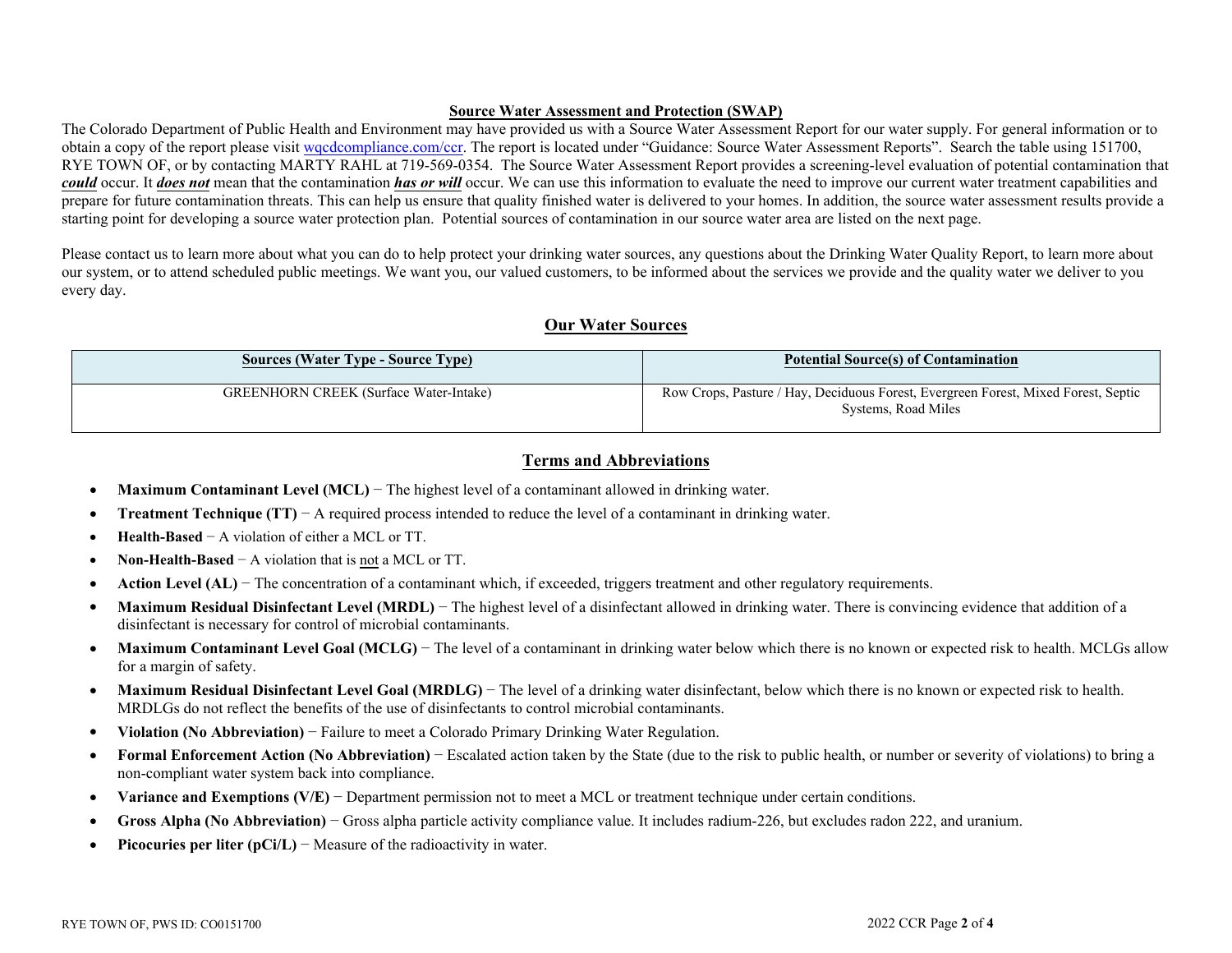## Source Water Assessment and Protection (SWAP)

The Colorado Department of Public Health and Environment may have provided us with a Source Water Assessment Report for our water supply. For general information or to obtain a copy of the report please visit wqcdcompliance.com/ccr. The report is located under "Guidance: Source Water Assessment Reports". Search the table using 151700, RYE TOWN OF, or by contacting MARTY RAHL at 719-569-0354. The Source Water Assessment Report provides a screening-level evaluation of potential contamination that ***could*** occur. It ***does not*** mean that the contamination ***has or will*** occur. We can use this information to evaluate the need to improve our current water treatment capabilities and prepare for future contamination threats. This can help us ensure that quality finished water is delivered to your homes. In addition, the source water assessment results provide a starting point for developing a source water protection plan. Potential sources of contamination in our source water area are listed on the next page.

Please contact us to learn more about what you can do to help protect your drinking water sources, any questions about the Drinking Water Quality Report, to learn more about our system, or to attend scheduled public meetings. We want you, our valued customers, to be informed about the services we provide and the quality water we deliver to you every day.

## Our Water Sources

| Sources (Water Type - Source Type) | Potential Source(s) of Contamination |
|---|---|
| GREENHORN CREEK (Surface Water-Intake) | Row Crops, Pasture / Hay, Deciduous Forest, Evergreen Forest, Mixed Forest, Septic Systems, Road Miles |

## Terms and Abbreviations

- **Maximum Contaminant Level (MCL)** − The highest level of a contaminant allowed in drinking water.
- **Treatment Technique (TT)** − A required process intended to reduce the level of a contaminant in drinking water.
- **Health-Based** − A violation of either a MCL or TT.
- **Non-Health-Based** − A violation that is not a MCL or TT.
- **Action Level (AL)** − The concentration of a contaminant which, if exceeded, triggers treatment and other regulatory requirements.
- **Maximum Residual Disinfectant Level (MRDL)** − The highest level of a disinfectant allowed in drinking water. There is convincing evidence that addition of a disinfectant is necessary for control of microbial contaminants.
- **Maximum Contaminant Level Goal (MCLG)** − The level of a contaminant in drinking water below which there is no known or expected risk to health. MCLGs allow for a margin of safety.
- **Maximum Residual Disinfectant Level Goal (MRDLG)** − The level of a drinking water disinfectant, below which there is no known or expected risk to health. MRDLGs do not reflect the benefits of the use of disinfectants to control microbial contaminants.
- **Violation (No Abbreviation)** − Failure to meet a Colorado Primary Drinking Water Regulation.
- **Formal Enforcement Action (No Abbreviation)** − Escalated action taken by the State (due to the risk to public health, or number or severity of violations) to bring a non-compliant water system back into compliance.
- **Variance and Exemptions (V/E)** − Department permission not to meet a MCL or treatment technique under certain conditions.
- **Gross Alpha (No Abbreviation)** − Gross alpha particle activity compliance value. It includes radium-226, but excludes radon 222, and uranium.
- **Picocuries per liter (pCi/L)** − Measure of the radioactivity in water.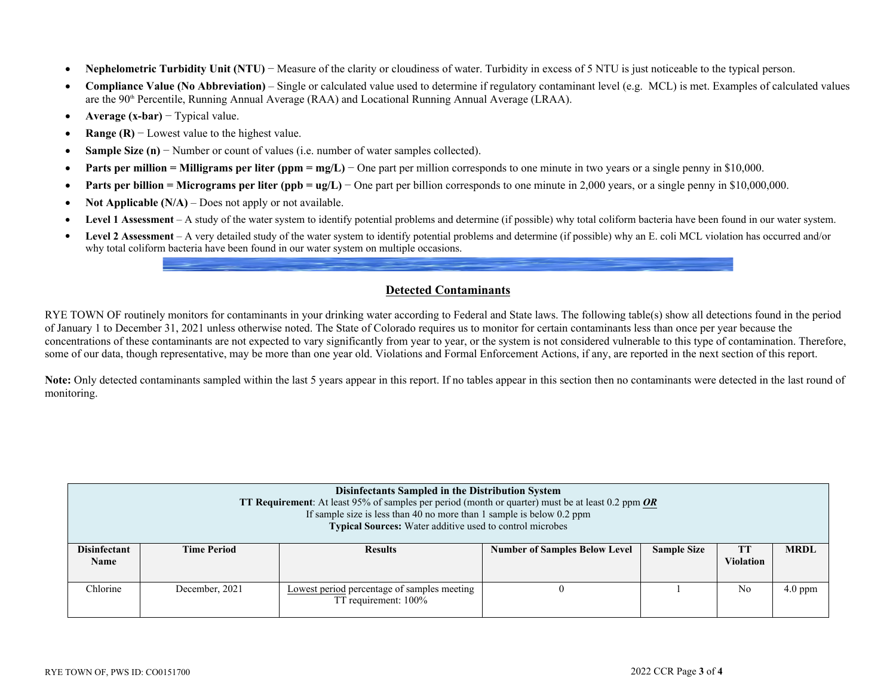- **Nephelometric Turbidity Unit (NTU)** − Measure of the clarity or cloudiness of water. Turbidity in excess of 5 NTU is just noticeable to the typical person.
- **Compliance Value (No Abbreviation)** – Single or calculated value used to determine if regulatory contaminant level (e.g. MCL) is met. Examples of calculated values are the 90th Percentile, Running Annual Average (RAA) and Locational Running Annual Average (LRAA).
- **Average (x-bar)** − Typical value.
- **Range (R)** − Lowest value to the highest value.
- **Sample Size (n)** − Number or count of values (i.e. number of water samples collected).
- **Parts per million = Milligrams per liter (ppm = mg/L)** − One part per million corresponds to one minute in two years or a single penny in $10,000.
- **Parts per billion = Micrograms per liter (ppb = ug/L)** − One part per billion corresponds to one minute in 2,000 years, or a single penny in $10,000,000.
- **Not Applicable (N/A)** – Does not apply or not available.
- **Level 1 Assessment** – A study of the water system to identify potential problems and determine (if possible) why total coliform bacteria have been found in our water system.
- **Level 2 Assessment** – A very detailed study of the water system to identify potential problems and determine (if possible) why an E. coli MCL violation has occurred and/or why total coliform bacteria have been found in our water system on multiple occasions.

## Detected Contaminants

RYE TOWN OF routinely monitors for contaminants in your drinking water according to Federal and State laws. The following table(s) show all detections found in the period of January 1 to December 31, 2021 unless otherwise noted. The State of Colorado requires us to monitor for certain contaminants less than once per year because the concentrations of these contaminants are not expected to vary significantly from year to year, or the system is not considered vulnerable to this type of contamination. Therefore, some of our data, though representative, may be more than one year old. Violations and Formal Enforcement Actions, if any, are reported in the next section of this report.

**Note:** Only detected contaminants sampled within the last 5 years appear in this report. If no tables appear in this section then no contaminants were detected in the last round of monitoring.

**Disinfectants Sampled in the Distribution System**
**TT Requirement**: At least 95% of samples per period (month or quarter) must be at least 0.2 ppm ***OR***
If sample size is less than 40 no more than 1 sample is below 0.2 ppm
**Typical Sources:** Water additive used to control microbes

| Disinfectant Name | Time Period | Results | Number of Samples Below Level | Sample Size | TT Violation | MRDL |
|---|---|---|---|---|---|---|
| Chlorine | December, 2021 | Lowest period percentage of samples meeting TT requirement: 100% | 0 | 1 | No | 4.0 ppm |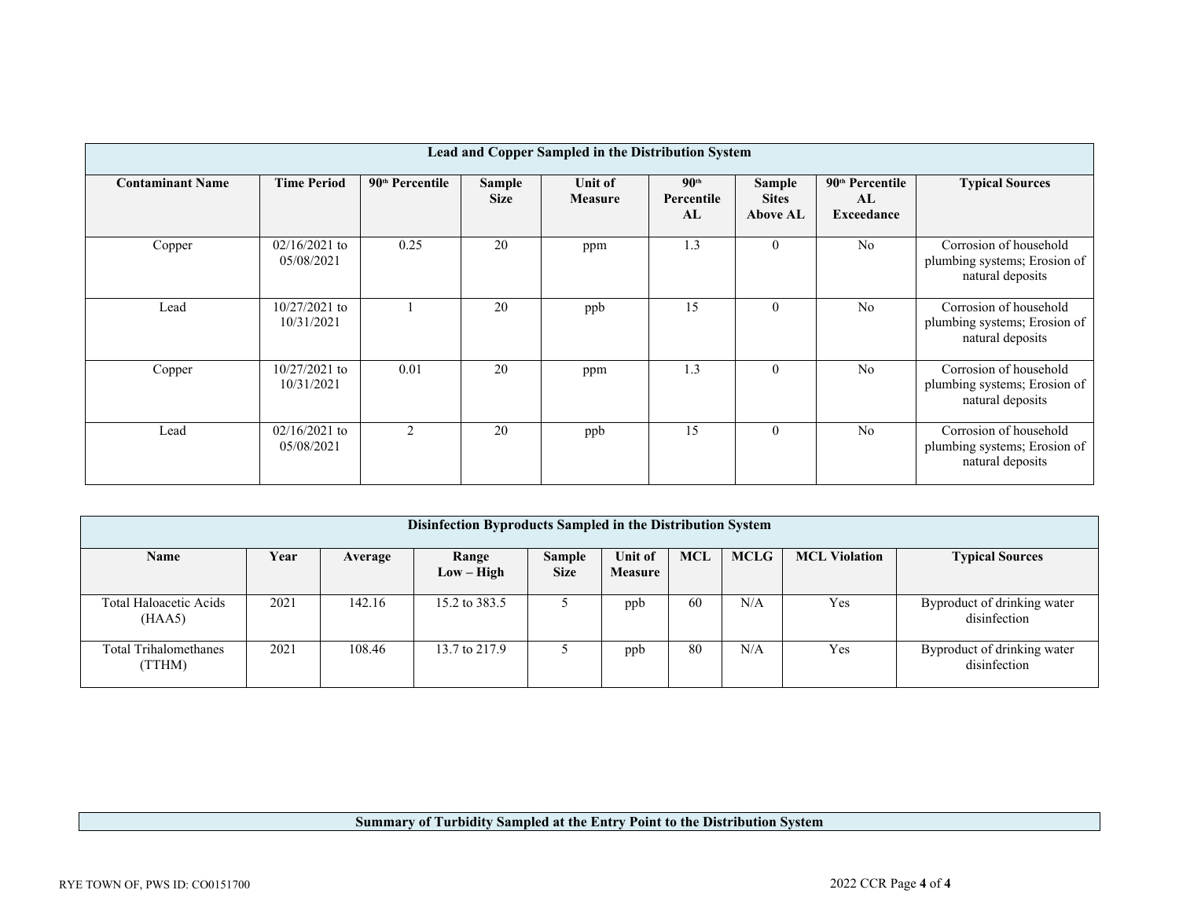| Lead and Copper Sampled in the Distribution System | | | | | | | | |
|---|---|---|---|---|---|---|---|---|
| **Contaminant Name** | **Time Period** | **90th Percentile** | **Sample Size** | **Unit of Measure** | **90th Percentile AL** | **Sample Sites Above AL** | **90th Percentile AL Exceedance** | **Typical Sources** |
| Copper | 02/16/2021 to 05/08/2021 | 0.25 | 20 | ppm | 1.3 | 0 | No | Corrosion of household plumbing systems; Erosion of natural deposits |
| Lead | 10/27/2021 to 10/31/2021 | 1 | 20 | ppb | 15 | 0 | No | Corrosion of household plumbing systems; Erosion of natural deposits |
| Copper | 10/27/2021 to 10/31/2021 | 0.01 | 20 | ppm | 1.3 | 0 | No | Corrosion of household plumbing systems; Erosion of natural deposits |
| Lead | 02/16/2021 to 05/08/2021 | 2 | 20 | ppb | 15 | 0 | No | Corrosion of household plumbing systems; Erosion of natural deposits |

| Disinfection Byproducts Sampled in the Distribution System | | | | | | | | | |
|---|---|---|---|---|---|---|---|---|---|
| **Name** | **Year** | **Average** | **Range Low – High** | **Sample Size** | **Unit of Measure** | **MCL** | **MCLG** | **MCL Violation** | **Typical Sources** |
| Total Haloacetic Acids (HAA5) | 2021 | 142.16 | 15.2 to 383.5 | 5 | ppb | 60 | N/A | Yes | Byproduct of drinking water disinfection |
| Total Trihalomethanes (TTHM) | 2021 | 108.46 | 13.7 to 217.9 | 5 | ppb | 80 | N/A | Yes | Byproduct of drinking water disinfection |

**Summary of Turbidity Sampled at the Entry Point to the Distribution System**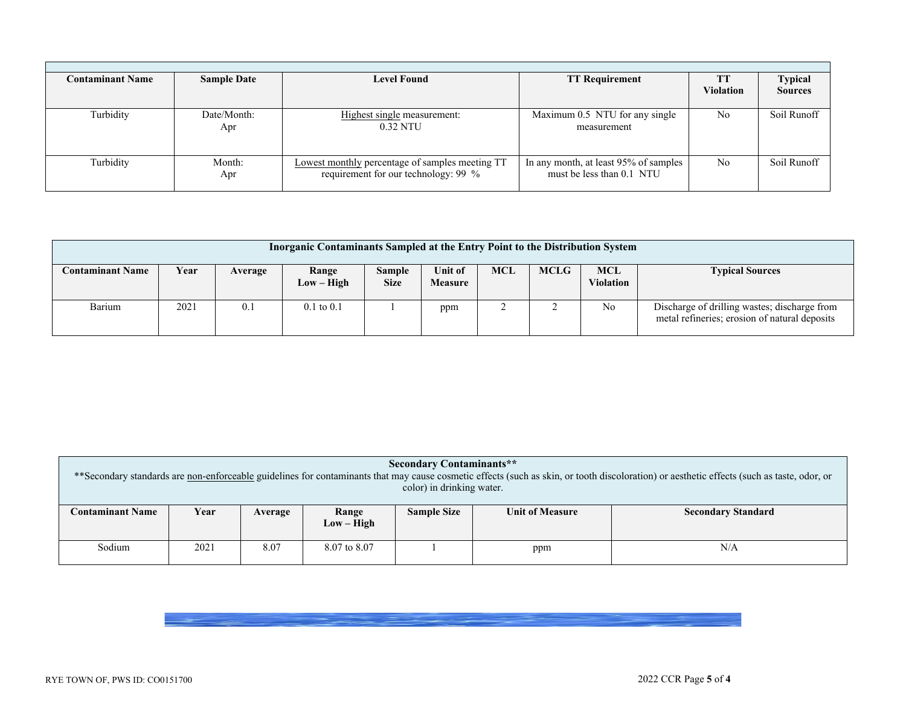| Contaminant Name | Sample Date | Level Found | TT Requirement | TT Violation | Typical Sources |
|---|---|---|---|---|---|
| Turbidity | Date/Month: Apr | Highest single measurement: 0.32 NTU | Maximum 0.5 NTU for any single measurement | No | Soil Runoff |
| Turbidity | Month: Apr | Lowest monthly percentage of samples meeting TT requirement for our technology: 99 % | In any month, at least 95% of samples must be less than 0.1 NTU | No | Soil Runoff |

| Inorganic Contaminants Sampled at the Entry Point to the Distribution System | | | | | | | | | |
|---|---|---|---|---|---|---|---|---|---|
| **Contaminant Name** | **Year** | **Average** | **Range Low – High** | **Sample Size** | **Unit of Measure** | **MCL** | **MCLG** | **MCL Violation** | **Typical Sources** |
| Barium | 2021 | 0.1 | 0.1 to 0.1 | 1 | ppm | 2 | 2 | No | Discharge of drilling wastes; discharge from metal refineries; erosion of natural deposits |

| Secondary Contaminants** <br> **Secondary standards are non-enforceable guidelines for contaminants that may cause cosmetic effects (such as skin, or tooth discoloration) or aesthetic effects (such as taste, odor, or color) in drinking water. | | | | | | |
|---|---|---|---|---|---|---|
| **Contaminant Name** | **Year** | **Average** | **Range Low – High** | **Sample Size** | **Unit of Measure** | **Secondary Standard** |
| Sodium | 2021 | 8.07 | 8.07 to 8.07 | 1 | ppm | N/A |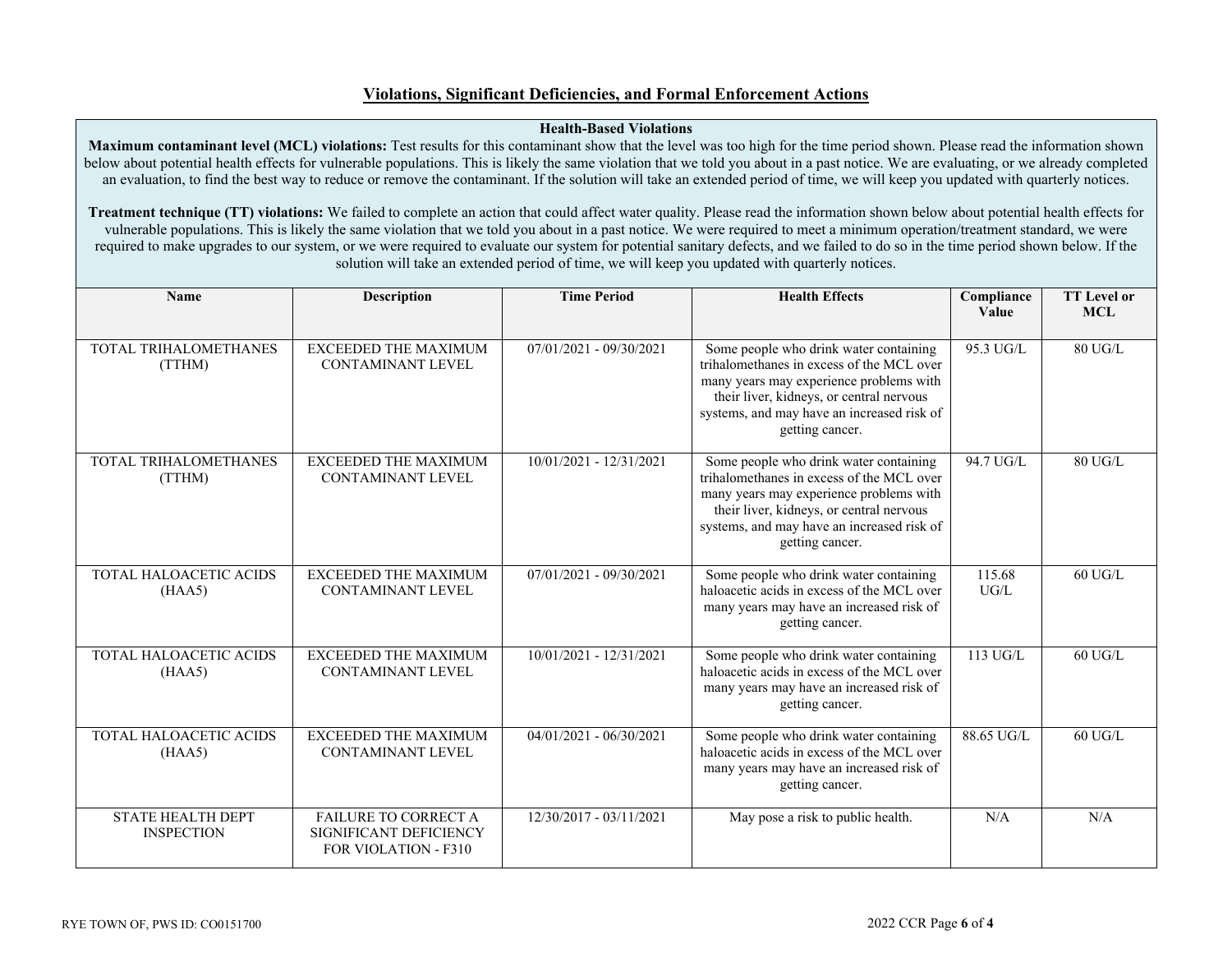## Violations, Significant Deficiencies, and Formal Enforcement Actions

### Health-Based Violations

**Maximum contaminant level (MCL) violations:** Test results for this contaminant show that the level was too high for the time period shown. Please read the information shown below about potential health effects for vulnerable populations. This is likely the same violation that we told you about in a past notice. We are evaluating, or we already completed an evaluation, to find the best way to reduce or remove the contaminant. If the solution will take an extended period of time, we will keep you updated with quarterly notices.

**Treatment technique (TT) violations:** We failed to complete an action that could affect water quality. Please read the information shown below about potential health effects for vulnerable populations. This is likely the same violation that we told you about in a past notice. We were required to meet a minimum operation/treatment standard, we were required to make upgrades to our system, or we were required to evaluate our system for potential sanitary defects, and we failed to do so in the time period shown below. If the solution will take an extended period of time, we will keep you updated with quarterly notices.

| Name | Description | Time Period | Health Effects | Compliance Value | TT Level or MCL |
|---|---|---|---|---|---|
| TOTAL TRIHALOMETHANES (TTHM) | EXCEEDED THE MAXIMUM CONTAMINANT LEVEL | 07/01/2021 - 09/30/2021 | Some people who drink water containing trihalomethanes in excess of the MCL over many years may experience problems with their liver, kidneys, or central nervous systems, and may have an increased risk of getting cancer. | 95.3 UG/L | 80 UG/L |
| TOTAL TRIHALOMETHANES (TTHM) | EXCEEDED THE MAXIMUM CONTAMINANT LEVEL | 10/01/2021 - 12/31/2021 | Some people who drink water containing trihalomethanes in excess of the MCL over many years may experience problems with their liver, kidneys, or central nervous systems, and may have an increased risk of getting cancer. | 94.7 UG/L | 80 UG/L |
| TOTAL HALOACETIC ACIDS (HAA5) | EXCEEDED THE MAXIMUM CONTAMINANT LEVEL | 07/01/2021 - 09/30/2021 | Some people who drink water containing haloacetic acids in excess of the MCL over many years may have an increased risk of getting cancer. | 115.68 UG/L | 60 UG/L |
| TOTAL HALOACETIC ACIDS (HAA5) | EXCEEDED THE MAXIMUM CONTAMINANT LEVEL | 10/01/2021 - 12/31/2021 | Some people who drink water containing haloacetic acids in excess of the MCL over many years may have an increased risk of getting cancer. | 113 UG/L | 60 UG/L |
| TOTAL HALOACETIC ACIDS (HAA5) | EXCEEDED THE MAXIMUM CONTAMINANT LEVEL | 04/01/2021 - 06/30/2021 | Some people who drink water containing haloacetic acids in excess of the MCL over many years may have an increased risk of getting cancer. | 88.65 UG/L | 60 UG/L |
| STATE HEALTH DEPT INSPECTION | FAILURE TO CORRECT A SIGNIFICANT DEFICIENCY FOR VIOLATION - F310 | 12/30/2017 - 03/11/2021 | May pose a risk to public health. | N/A | N/A |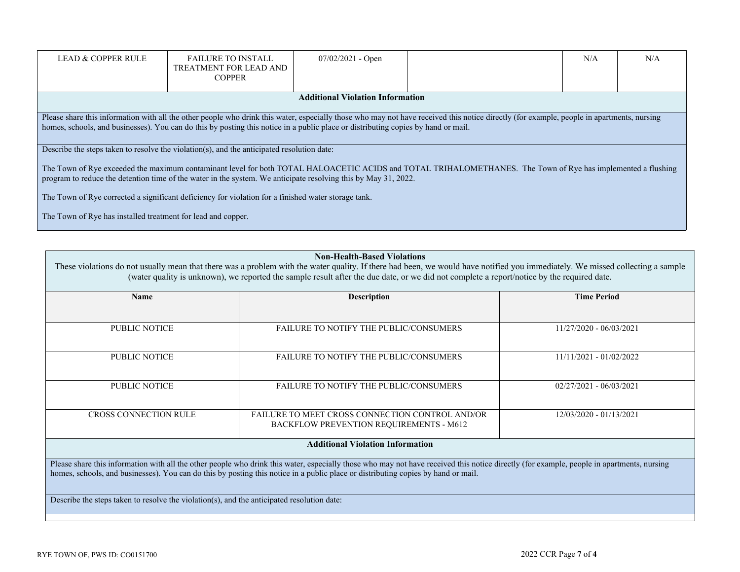| | | | | | |
|---|---|---|---|---|---|
| LEAD & COPPER RULE | FAILURE TO INSTALL TREATMENT FOR LEAD AND COPPER | 07/02/2021 - Open | | N/A | N/A |

**Additional Violation Information**

Please share this information with all the other people who drink this water, especially those who may not have received this notice directly (for example, people in apartments, nursing homes, schools, and businesses). You can do this by posting this notice in a public place or distributing copies by hand or mail.

Describe the steps taken to resolve the violation(s), and the anticipated resolution date:

The Town of Rye exceeded the maximum contaminant level for both TOTAL HALOACETIC ACIDS and TOTAL TRIHALOMETHANES. The Town of Rye has implemented a flushing program to reduce the detention time of the water in the system. We anticipate resolving this by May 31, 2022.

The Town of Rye corrected a significant deficiency for violation for a finished water storage tank.

The Town of Rye has installed treatment for lead and copper.

**Non-Health-Based Violations**

These violations do not usually mean that there was a problem with the water quality. If there had been, we would have notified you immediately. We missed collecting a sample (water quality is unknown), we reported the sample result after the due date, or we did not complete a report/notice by the required date.

| Name | Description | Time Period |
|---|---|---|
| PUBLIC NOTICE | FAILURE TO NOTIFY THE PUBLIC/CONSUMERS | 11/27/2020 - 06/03/2021 |
| PUBLIC NOTICE | FAILURE TO NOTIFY THE PUBLIC/CONSUMERS | 11/11/2021 - 01/02/2022 |
| PUBLIC NOTICE | FAILURE TO NOTIFY THE PUBLIC/CONSUMERS | 02/27/2021 - 06/03/2021 |
| CROSS CONNECTION RULE | FAILURE TO MEET CROSS CONNECTION CONTROL AND/OR BACKFLOW PREVENTION REQUIREMENTS - M612 | 12/03/2020 - 01/13/2021 |

**Additional Violation Information**

Please share this information with all the other people who drink this water, especially those who may not have received this notice directly (for example, people in apartments, nursing homes, schools, and businesses). You can do this by posting this notice in a public place or distributing copies by hand or mail.

Describe the steps taken to resolve the violation(s), and the anticipated resolution date: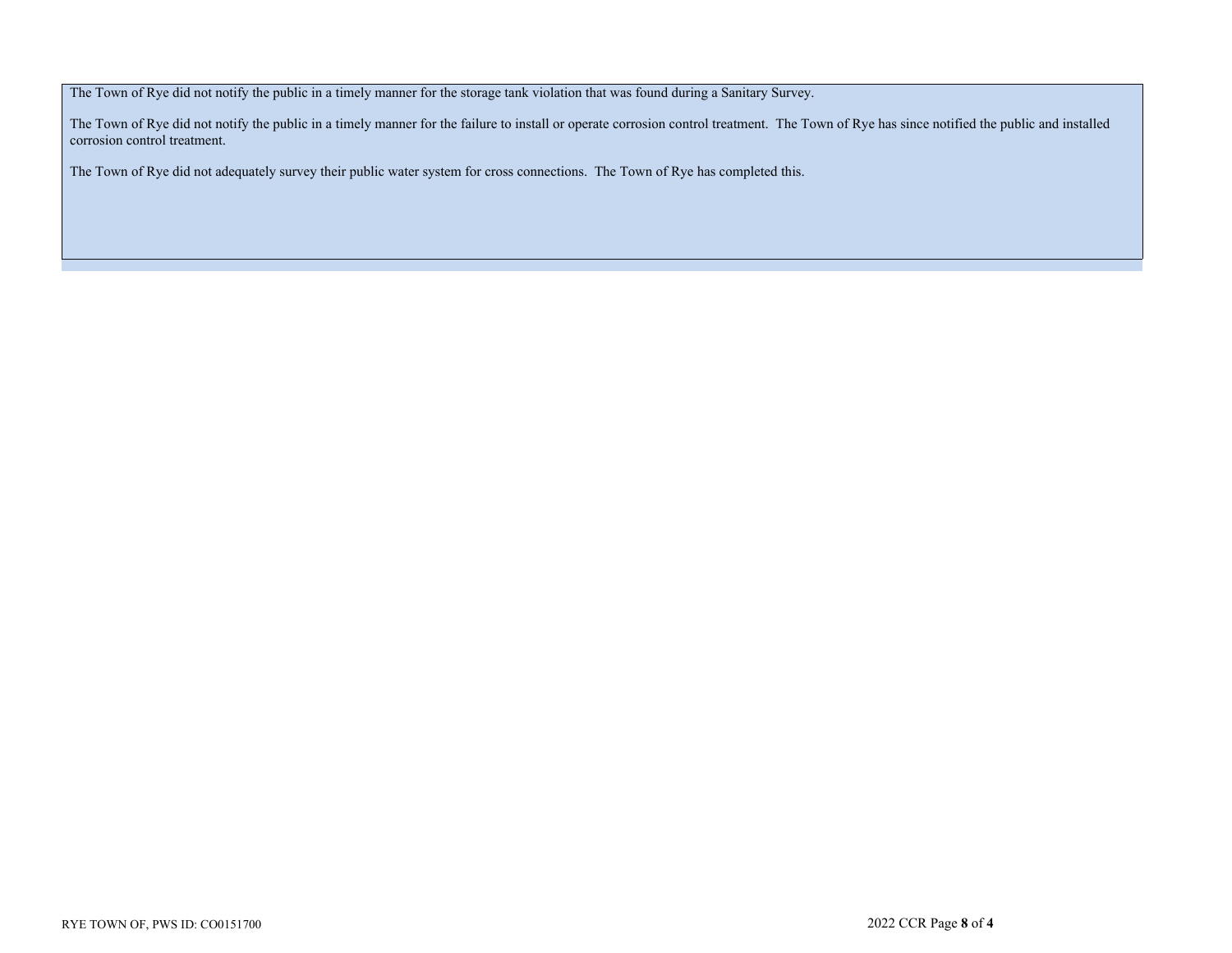The Town of Rye did not notify the public in a timely manner for the storage tank violation that was found during a Sanitary Survey.

The Town of Rye did not notify the public in a timely manner for the failure to install or operate corrosion control treatment. The Town of Rye has since notified the public and installed corrosion control treatment.

The Town of Rye did not adequately survey their public water system for cross connections. The Town of Rye has completed this.